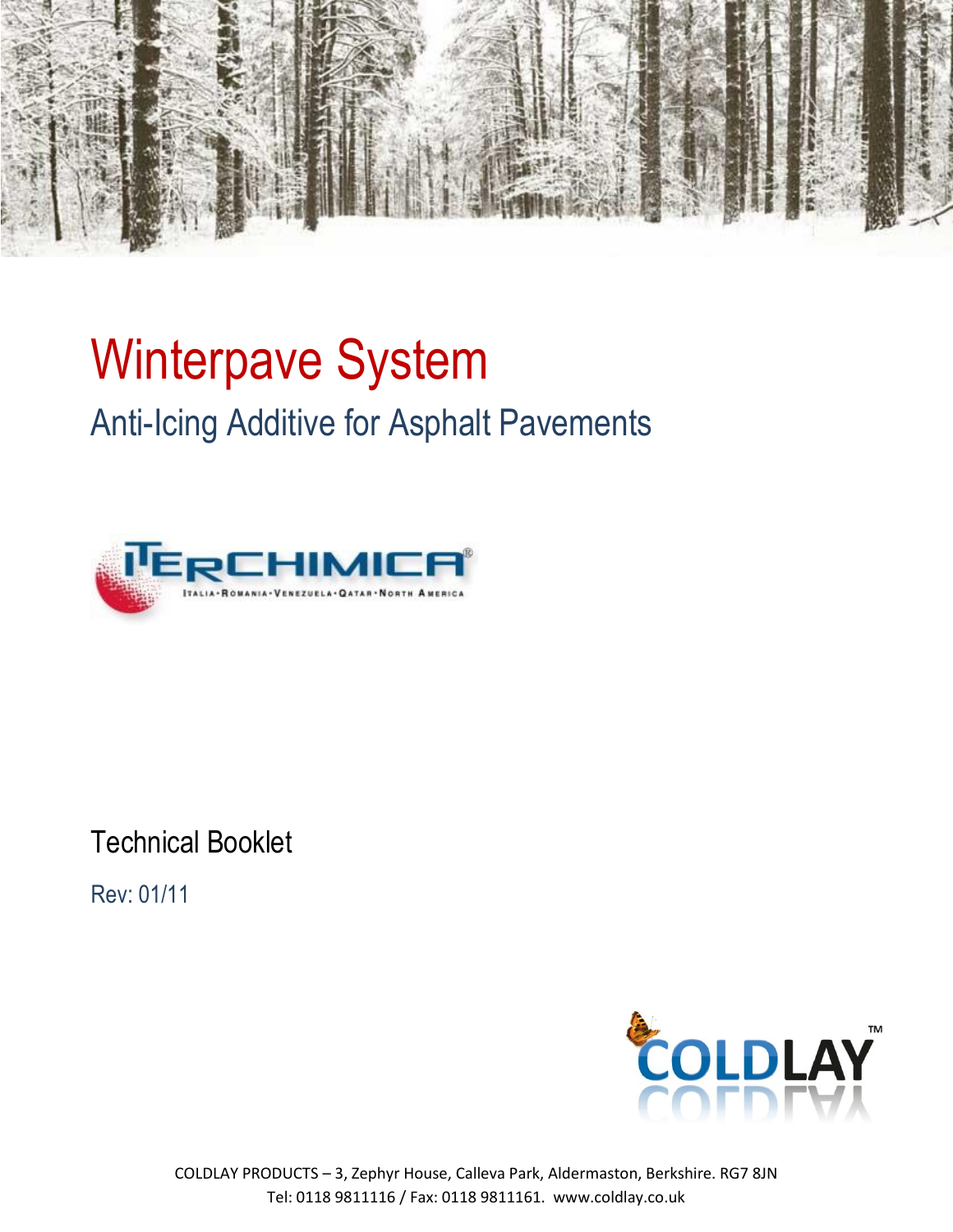# Winterpave System

## Anti-Icing Additive for Asphalt Pavements

ITERCHIMICA®

ITALIA·ROMANIA·VENEZUELA·QATAR·NORTH AMERICA

Technical Booklet

Rev: 01/11

COLDLAY™

COLDLAY PRODUCTS – 3, Zephyr House, Calleva Park, Aldermaston, Berkshire. RG7 8JN
Tel: 0118 9811116 / Fax: 0118 9811161. www.coldlay.co.uk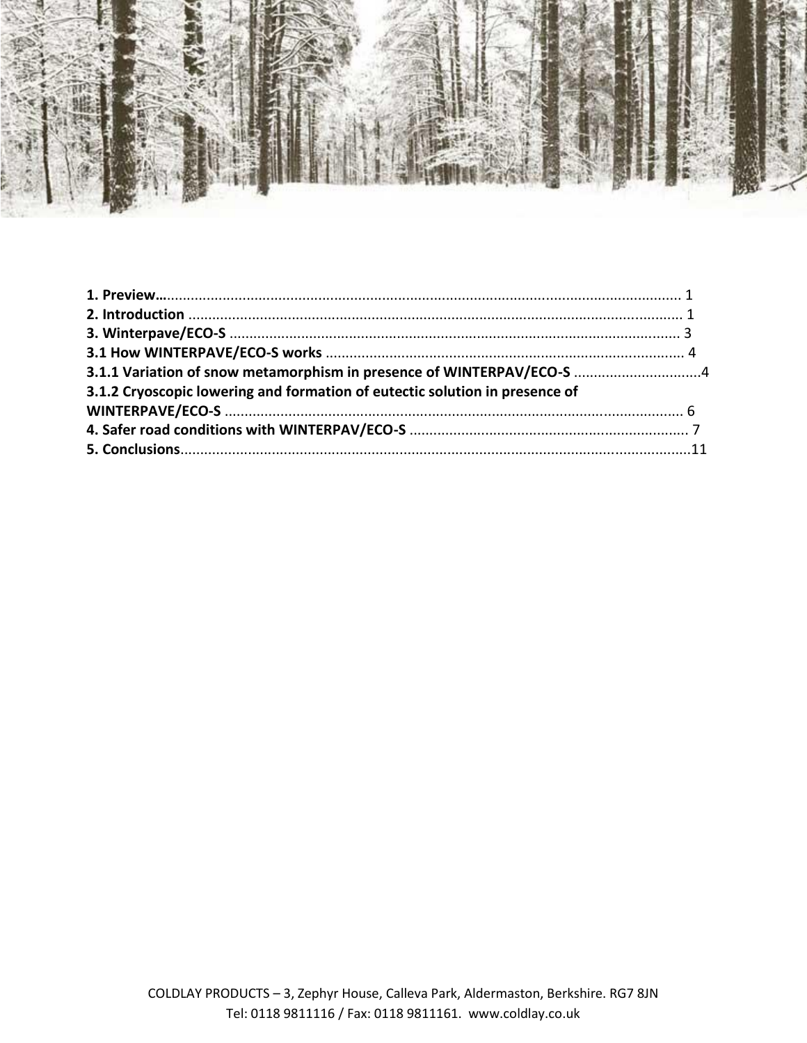**1. Preview**................................................................................................................................ 1
**2. Introduction** .......................................................................................................................... 1
**3. Winterpave/ECO-S** ................................................................................................................ 3
**3.1 How WINTERPAVE/ECO-S works** ......................................................................................... 4
**3.1.1 Variation of snow metamorphism in presence of WINTERPAV/ECO-S** ................................4
**3.1.2 Cryoscopic lowering and formation of eutectic solution in presence of WINTERPAVE/ECO-S** .................................................................................................................. 6
**4. Safer road conditions with WINTERPAV/ECO-S** ..................................................................... 7
**5. Conclusions**..............................................................................................................................11

COLDLAY PRODUCTS – 3, Zephyr House, Calleva Park, Aldermaston, Berkshire. RG7 8JN
Tel: 0118 9811116 / Fax: 0118 9811161. www.coldlay.co.uk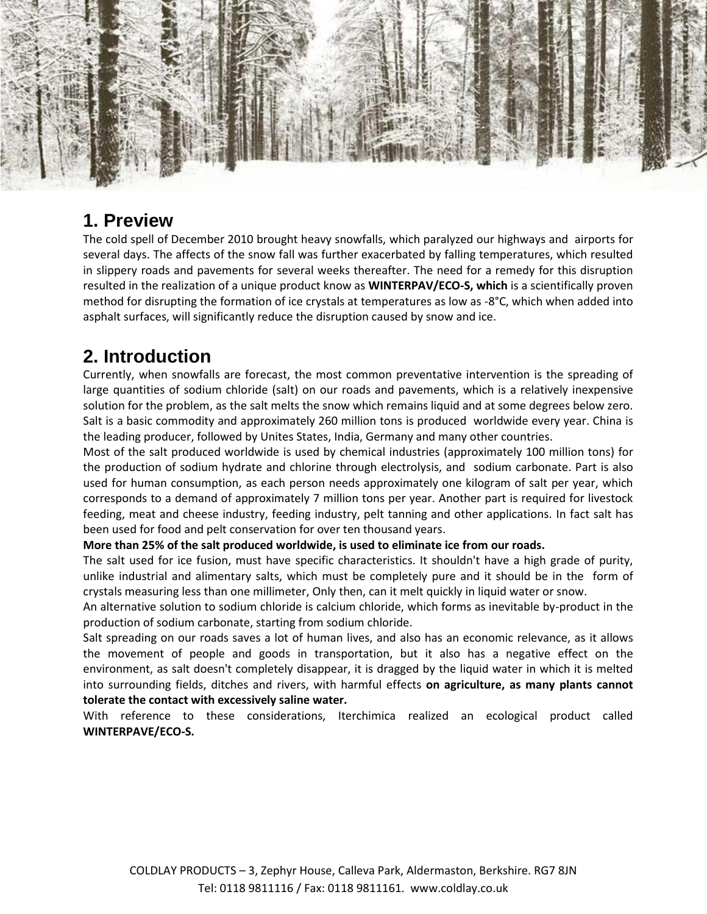## 1. Preview

The cold spell of December 2010 brought heavy snowfalls, which paralyzed our highways and airports for several days. The affects of the snow fall was further exacerbated by falling temperatures, which resulted in slippery roads and pavements for several weeks thereafter. The need for a remedy for this disruption resulted in the realization of a unique product know as **WINTERPAV/ECO-S, which** is a scientifically proven method for disrupting the formation of ice crystals at temperatures as low as -8°C, which when added into asphalt surfaces, will significantly reduce the disruption caused by snow and ice.

## 2. Introduction

Currently, when snowfalls are forecast, the most common preventative intervention is the spreading of large quantities of sodium chloride (salt) on our roads and pavements, which is a relatively inexpensive solution for the problem, as the salt melts the snow which remains liquid and at some degrees below zero. Salt is a basic commodity and approximately 260 million tons is produced worldwide every year. China is the leading producer, followed by Unites States, India, Germany and many other countries.

Most of the salt produced worldwide is used by chemical industries (approximately 100 million tons) for the production of sodium hydrate and chlorine through electrolysis, and sodium carbonate. Part is also used for human consumption, as each person needs approximately one kilogram of salt per year, which corresponds to a demand of approximately 7 million tons per year. Another part is required for livestock feeding, meat and cheese industry, feeding industry, pelt tanning and other applications. In fact salt has been used for food and pelt conservation for over ten thousand years.

**More than 25% of the salt produced worldwide, is used to eliminate ice from our roads.**

The salt used for ice fusion, must have specific characteristics. It shouldn't have a high grade of purity, unlike industrial and alimentary salts, which must be completely pure and it should be in the form of crystals measuring less than one millimeter, Only then, can it melt quickly in liquid water or snow.

An alternative solution to sodium chloride is calcium chloride, which forms as inevitable by-product in the production of sodium carbonate, starting from sodium chloride.

Salt spreading on our roads saves a lot of human lives, and also has an economic relevance, as it allows the movement of people and goods in transportation, but it also has a negative effect on the environment, as salt doesn't completely disappear, it is dragged by the liquid water in which it is melted into surrounding fields, ditches and rivers, with harmful effects **on agriculture, as many plants cannot tolerate the contact with excessively saline water.**

With reference to these considerations, Iterchimica realized an ecological product called **WINTERPAVE/ECO-S.**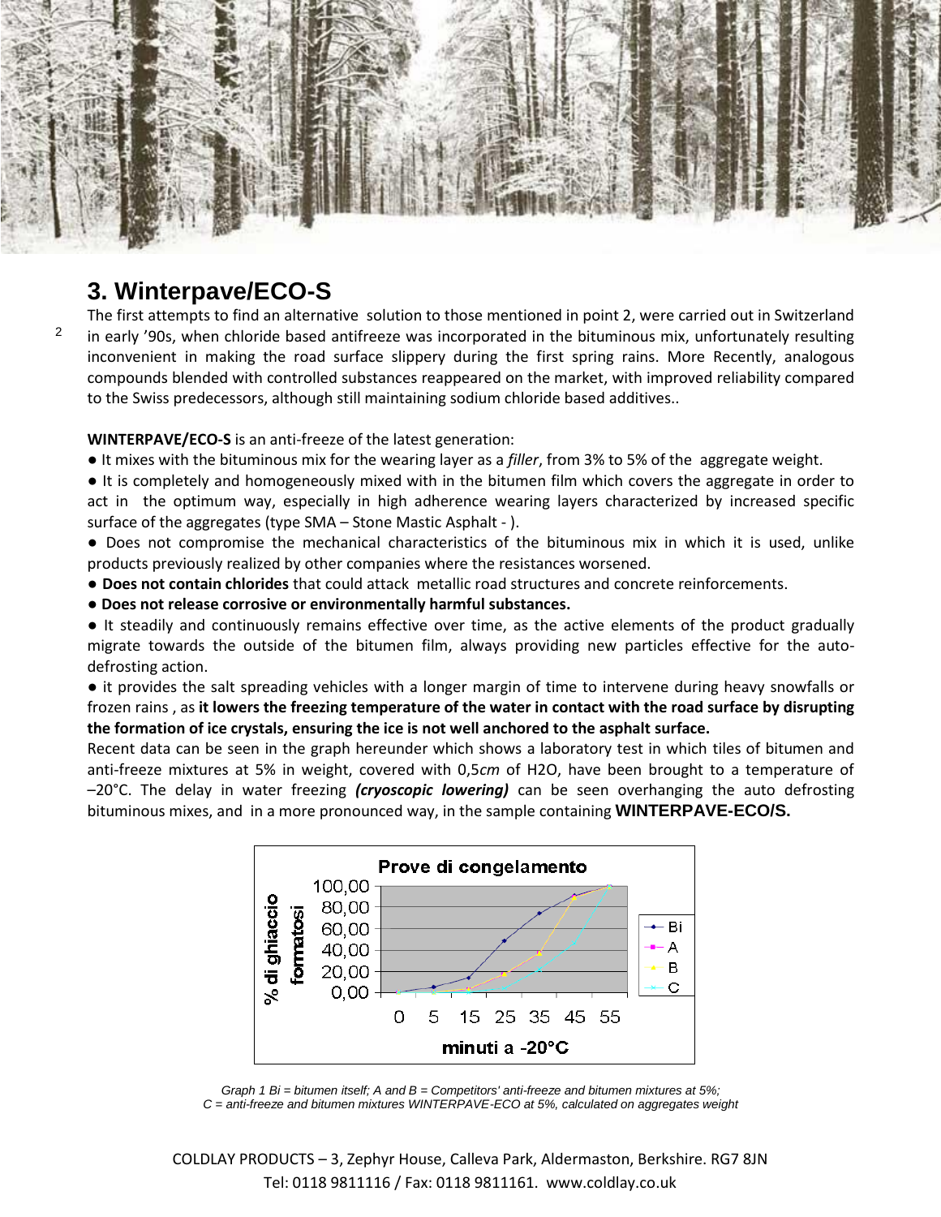## 3. Winterpave/ECO-S

The first attempts to find an alternative solution to those mentioned in point 2, were carried out in Switzerland in early '90s, when chloride based antifreeze was incorporated in the bituminous mix, unfortunately resulting inconvenient in making the road surface slippery during the first spring rains. More Recently, analogous compounds blended with controlled substances reappeared on the market, with improved reliability compared to the Swiss predecessors, although still maintaining sodium chloride based additives..

**WINTERPAVE/ECO-S** is an anti-freeze of the latest generation:

- It mixes with the bituminous mix for the wearing layer as a *filler*, from 3% to 5% of the aggregate weight.
- It is completely and homogeneously mixed with in the bitumen film which covers the aggregate in order to act in the optimum way, especially in high adherence wearing layers characterized by increased specific surface of the aggregates (type SMA – Stone Mastic Asphalt - ).
- Does not compromise the mechanical characteristics of the bituminous mix in which it is used, unlike products previously realized by other companies where the resistances worsened.
- **Does not contain chlorides** that could attack metallic road structures and concrete reinforcements.
- **Does not release corrosive or environmentally harmful substances.**
- It steadily and continuously remains effective over time, as the active elements of the product gradually migrate towards the outside of the bitumen film, always providing new particles effective for the auto-defrosting action.
- it provides the salt spreading vehicles with a longer margin of time to intervene during heavy snowfalls or frozen rains , as **it lowers the freezing temperature of the water in contact with the road surface by disrupting the formation of ice crystals, ensuring the ice is not well anchored to the asphalt surface.**

Recent data can be seen in the graph hereunder which shows a laboratory test in which tiles of bitumen and anti-freeze mixtures at 5% in weight, covered with 0,5*cm* of $H_2O$, have been brought to a temperature of –20°C. The delay in water freezing ***(cryoscopic lowering)*** can be seen overhanging the auto defrosting bituminous mixes, and in a more pronounced way, in the sample containing **WINTERPAVE-ECO/S.**

Graph 1 Bi = bitumen itself; A and B = Competitors' anti-freeze and bitumen mixtures at 5%;
C = anti-freeze and bitumen mixtures WINTERPAVE-ECO at 5%, calculated on aggregates weight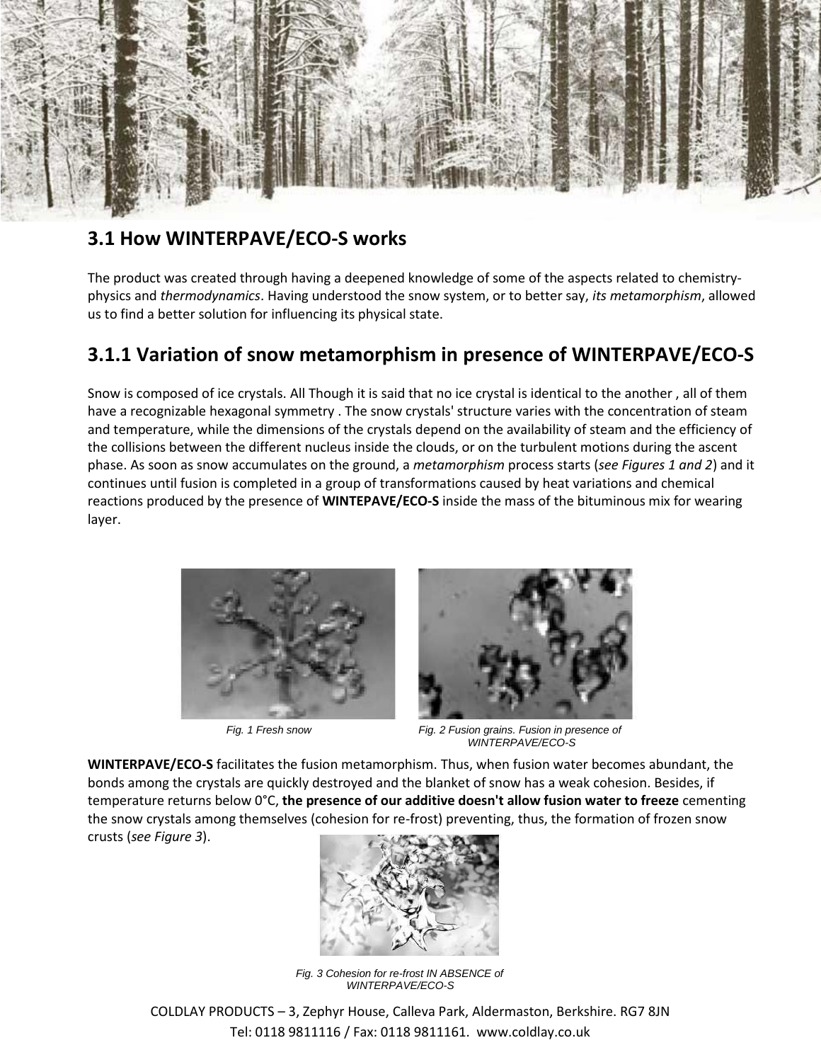## 3.1 How WINTERPAVE/ECO-S works

The product was created through having a deepened knowledge of some of the aspects related to chemistry-physics and *thermodynamics*. Having understood the snow system, or to better say, *its metamorphism*, allowed us to find a better solution for influencing its physical state.

## 3.1.1 Variation of snow metamorphism in presence of WINTERPAVE/ECO-S

Snow is composed of ice crystals. All Though it is said that no ice crystal is identical to the another , all of them have a recognizable hexagonal symmetry . The snow crystals' structure varies with the concentration of steam and temperature, while the dimensions of the crystals depend on the availability of steam and the efficiency of the collisions between the different nucleus inside the clouds, or on the turbulent motions during the ascent phase. As soon as snow accumulates on the ground, a *metamorphism* process starts (*see Figures 1 and 2*) and it continues until fusion is completed in a group of transformations caused by heat variations and chemical reactions produced by the presence of **WINTEPAVE/ECO-S** inside the mass of the bituminous mix for wearing layer.

*Fig. 1 Fresh snow*

*Fig. 2 Fusion grains. Fusion in presence of WINTERPAVE/ECO-S*

**WINTERPAVE/ECO-S** facilitates the fusion metamorphism. Thus, when fusion water becomes abundant, the bonds among the crystals are quickly destroyed and the blanket of snow has a weak cohesion. Besides, if temperature returns below 0°C, **the presence of our additive doesn't allow fusion water to freeze** cementing the snow crystals among themselves (cohesion for re-frost) preventing, thus, the formation of frozen snow crusts (*see Figure 3*).

*Fig. 3 Cohesion for re-frost IN ABSENCE of WINTERPAVE/ECO-S*

COLDLAY PRODUCTS – 3, Zephyr House, Calleva Park, Aldermaston, Berkshire. RG7 8JN
Tel: 0118 9811116 / Fax: 0118 9811161. www.coldlay.co.uk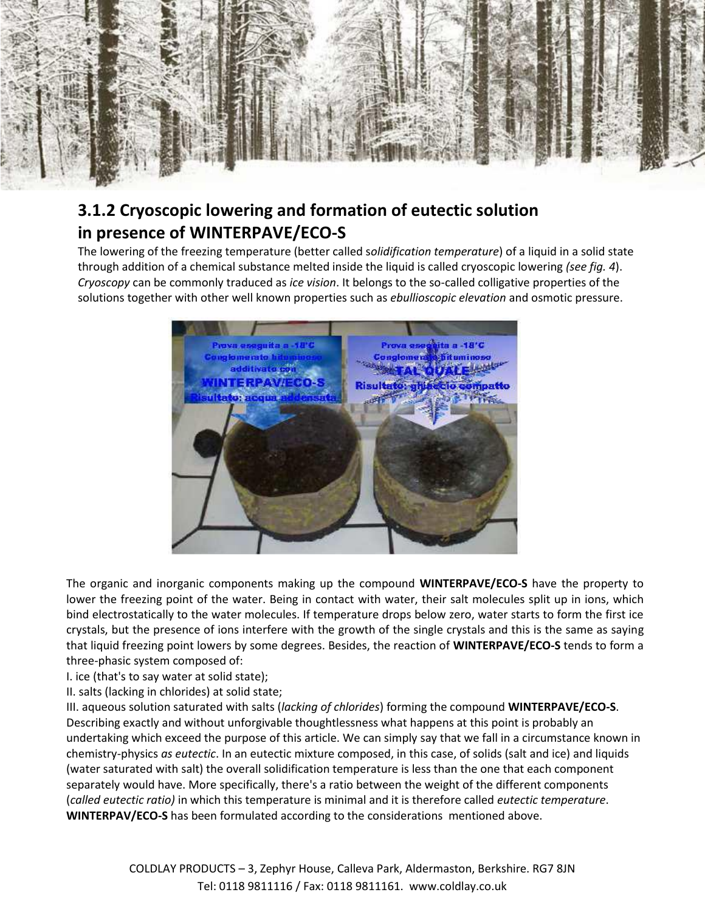## 3.1.2 Cryoscopic lowering and formation of eutectic solution in presence of WINTERPAVE/ECO-S

The lowering of the freezing temperature (better called s*olidification temperature*) of a liquid in a solid state through addition of a chemical substance melted inside the liquid is called cryoscopic lowering *(see fig. 4*). *Cryoscopy* can be commonly traduced as *ice vision*. It belongs to the so-called colligative properties of the solutions together with other well known properties such as *ebullioscopic elevation* and osmotic pressure.

The organic and inorganic components making up the compound **WINTERPAVE/ECO-S** have the property to lower the freezing point of the water. Being in contact with water, their salt molecules split up in ions, which bind electrostatically to the water molecules. If temperature drops below zero, water starts to form the first ice crystals, but the presence of ions interfere with the growth of the single crystals and this is the same as saying that liquid freezing point lowers by some degrees. Besides, the reaction of **WINTERPAVE/ECO-S** tends to form a three-phasic system composed of:

I. ice (that's to say water at solid state);

II. salts (lacking in chlorides) at solid state;

III. aqueous solution saturated with salts (*lacking of chlorides*) forming the compound **WINTERPAVE/ECO-S**.

Describing exactly and without unforgivable thoughtlessness what happens at this point is probably an undertaking which exceed the purpose of this article. We can simply say that we fall in a circumstance known in chemistry-physics *as eutectic*. In an eutectic mixture composed, in this case, of solids (salt and ice) and liquids (water saturated with salt) the overall solidification temperature is less than the one that each component separately would have. More specifically, there's a ratio between the weight of the different components (*called eutectic ratio)* in which this temperature is minimal and it is therefore called *eutectic temperature*. **WINTERPAV/ECO-S** has been formulated according to the considerations mentioned above.

COLDLAY PRODUCTS – 3, Zephyr House, Calleva Park, Aldermaston, Berkshire. RG7 8JN
Tel: 0118 9811116 / Fax: 0118 9811161. www.coldlay.co.uk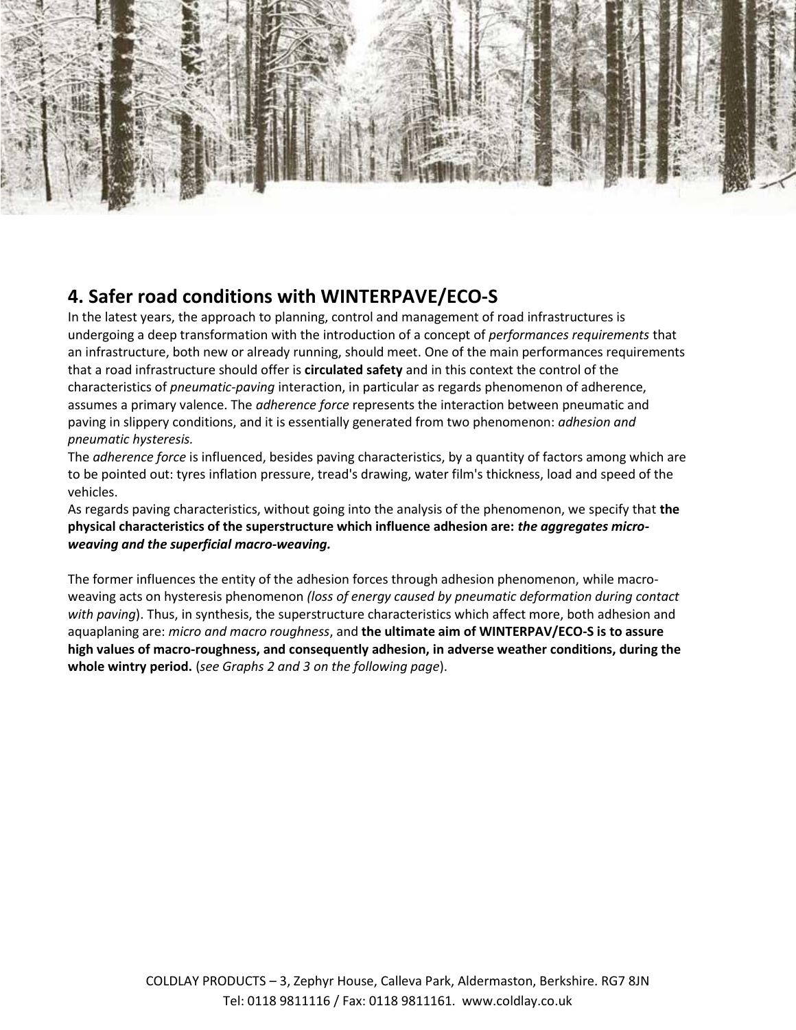## 4. Safer road conditions with WINTERPAVE/ECO-S

In the latest years, the approach to planning, control and management of road infrastructures is undergoing a deep transformation with the introduction of a concept of *performances requirements* that an infrastructure, both new or already running, should meet. One of the main performances requirements that a road infrastructure should offer is **circulated safety** and in this context the control of the characteristics of *pneumatic-paving* interaction, in particular as regards phenomenon of adherence, assumes a primary valence. The *adherence force* represents the interaction between pneumatic and paving in slippery conditions, and it is essentially generated from two phenomenon: *adhesion and pneumatic hysteresis.*

The *adherence force* is influenced, besides paving characteristics, by a quantity of factors among which are to be pointed out: tyres inflation pressure, tread's drawing, water film's thickness, load and speed of the vehicles.

As regards paving characteristics, without going into the analysis of the phenomenon, we specify that **the physical characteristics of the superstructure which influence adhesion are: *the aggregates micro-weaving and the superficial macro-weaving.***

The former influences the entity of the adhesion forces through adhesion phenomenon, while macro-weaving acts on hysteresis phenomenon *(loss of energy caused by pneumatic deformation during contact with paving*). Thus, in synthesis, the superstructure characteristics which affect more, both adhesion and aquaplaning are: *micro and macro roughness*, and **the ultimate aim of WINTERPAV/ECO-S is to assure high values of macro-roughness, and consequently adhesion, in adverse weather conditions, during the whole wintry period.** (*see Graphs 2 and 3 on the following page*).

COLDLAY PRODUCTS – 3, Zephyr House, Calleva Park, Aldermaston, Berkshire. RG7 8JN
Tel: 0118 9811116 / Fax: 0118 9811161. www.coldlay.co.uk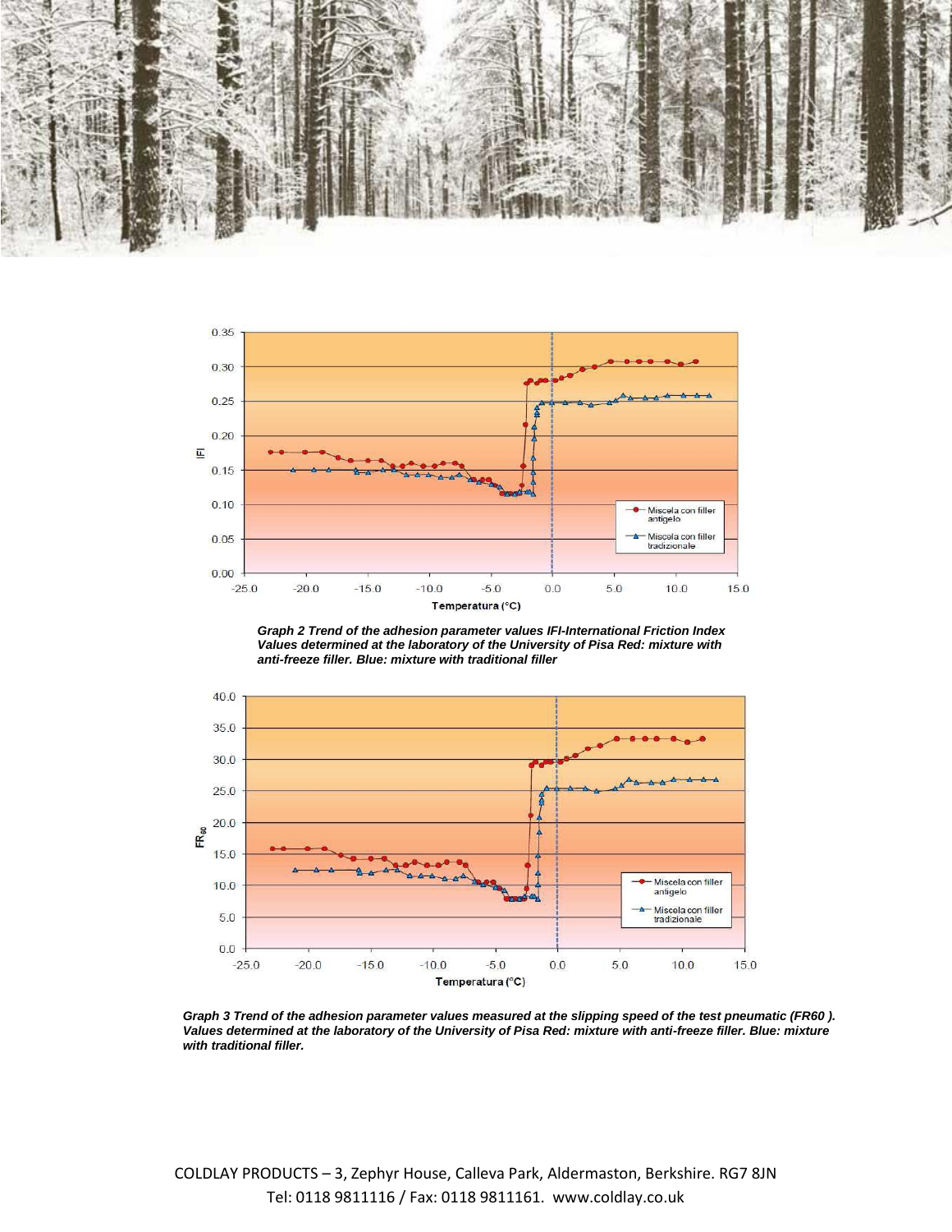*Graph 2 Trend of the adhesion parameter values IFI-International Friction Index Values determined at the laboratory of the University of Pisa Red: mixture with anti-freeze filler. Blue: mixture with traditional filler*

*Graph 3 Trend of the adhesion parameter values measured at the slipping speed of the test pneumatic (FR60 ). Values determined at the laboratory of the University of Pisa Red: mixture with anti-freeze filler. Blue: mixture with traditional filler.*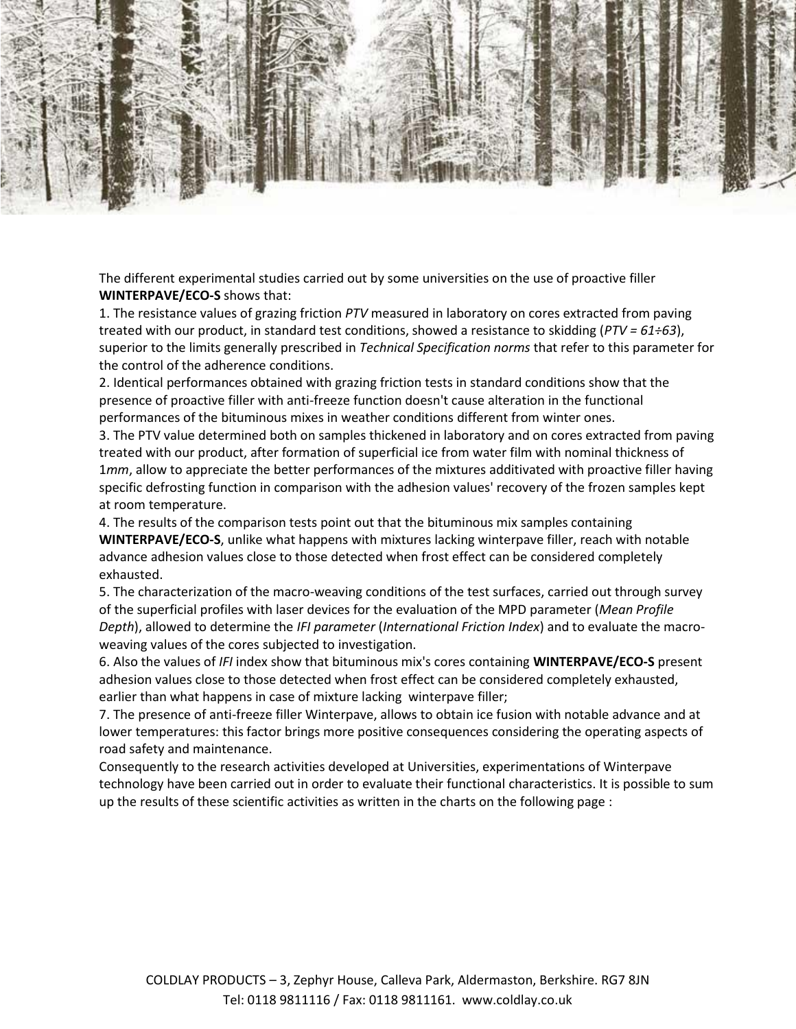The different experimental studies carried out by some universities on the use of proactive filler **WINTERPAVE/ECO-S** shows that:

1. The resistance values of grazing friction *PTV* measured in laboratory on cores extracted from paving treated with our product, in standard test conditions, showed a resistance to skidding (*PTV = 61÷63*), superior to the limits generally prescribed in *Technical Specification norms* that refer to this parameter for the control of the adherence conditions.
2. Identical performances obtained with grazing friction tests in standard conditions show that the presence of proactive filler with anti-freeze function doesn't cause alteration in the functional performances of the bituminous mixes in weather conditions different from winter ones.
3. The PTV value determined both on samples thickened in laboratory and on cores extracted from paving treated with our product, after formation of superficial ice from water film with nominal thickness of 1*mm*, allow to appreciate the better performances of the mixtures additivated with proactive filler having specific defrosting function in comparison with the adhesion values' recovery of the frozen samples kept at room temperature.
4. The results of the comparison tests point out that the bituminous mix samples containing **WINTERPAVE/ECO-S**, unlike what happens with mixtures lacking winterpave filler, reach with notable advance adhesion values close to those detected when frost effect can be considered completely exhausted.
5. The characterization of the macro-weaving conditions of the test surfaces, carried out through survey of the superficial profiles with laser devices for the evaluation of the MPD parameter (*Mean Profile Depth*), allowed to determine the *IFI parameter* (*International Friction Index*) and to evaluate the macro-weaving values of the cores subjected to investigation.
6. Also the values of *IFI* index show that bituminous mix's cores containing **WINTERPAVE/ECO-S** present adhesion values close to those detected when frost effect can be considered completely exhausted, earlier than what happens in case of mixture lacking winterpave filler;
7. The presence of anti-freeze filler Winterpave, allows to obtain ice fusion with notable advance and at lower temperatures: this factor brings more positive consequences considering the operating aspects of road safety and maintenance.

Consequently to the research activities developed at Universities, experimentations of Winterpave technology have been carried out in order to evaluate their functional characteristics. It is possible to sum up the results of these scientific activities as written in the charts on the following page :

COLDLAY PRODUCTS – 3, Zephyr House, Calleva Park, Aldermaston, Berkshire. RG7 8JN
Tel: 0118 9811116 / Fax: 0118 9811161. www.coldlay.co.uk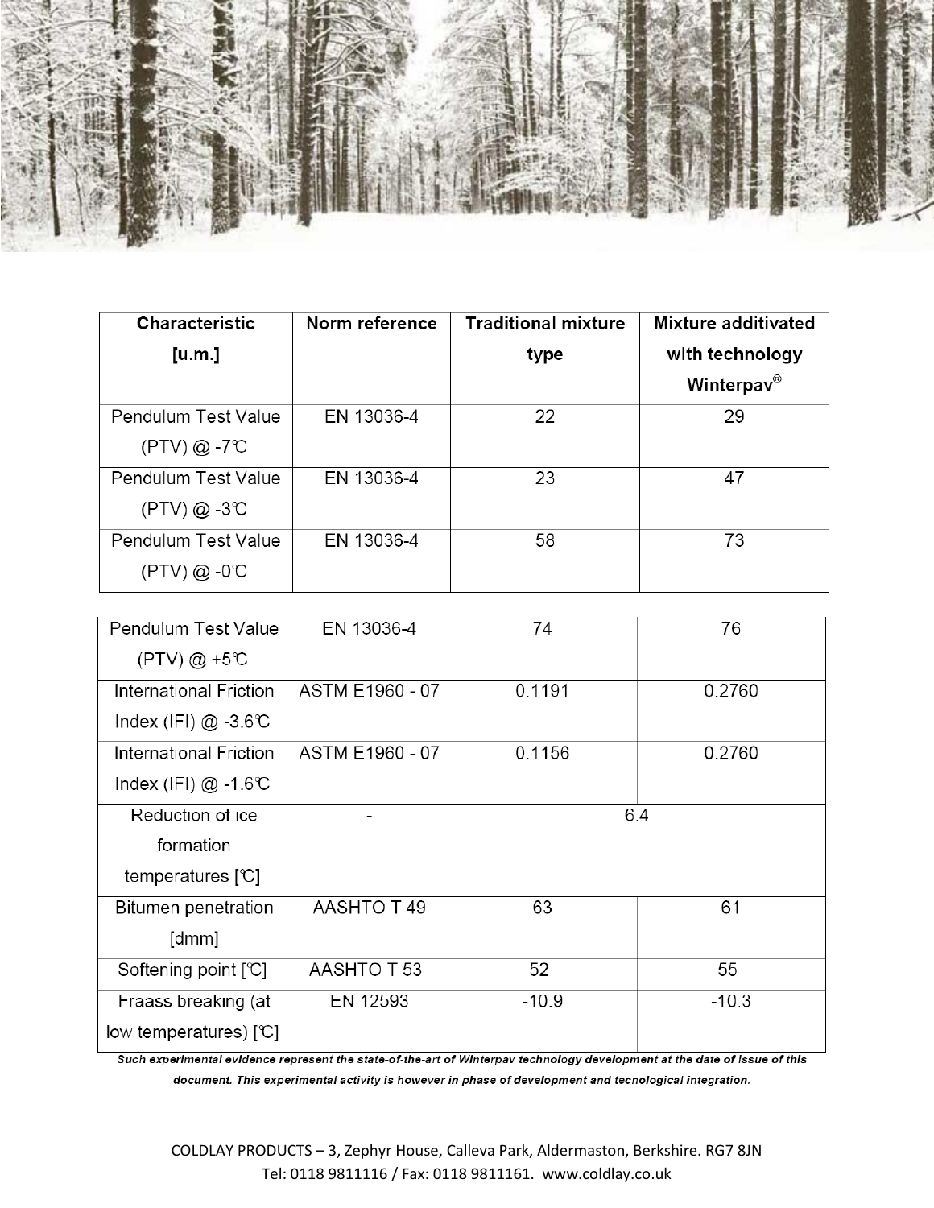| Characteristic [u.m.] | Norm reference | Traditional mixture type | Mixture additivated with technology Winterpav® |
|---|---|---|---|
| Pendulum Test Value (PTV) @ -7℃ | EN 13036-4 | 22 | 29 |
| Pendulum Test Value (PTV) @ -3℃ | EN 13036-4 | 23 | 47 |
| Pendulum Test Value (PTV) @ -0℃ | EN 13036-4 | 58 | 73 |
| Pendulum Test Value (PTV) @ +5℃ | EN 13036-4 | 74 | 76 |
| International Friction Index (IFI) @ -3.6℃ | ASTM E1960 - 07 | 0.1191 | 0.2760 |
| International Friction Index (IFI) @ -1.6℃ | ASTM E1960 - 07 | 0.1156 | 0.2760 |
| Reduction of ice formation temperatures [℃] | - | 6.4 | |
| Bitumen penetration [dmm] | AASHTO T 49 | 63 | 61 |
| Softening point [℃] | AASHTO T 53 | 52 | 55 |
| Fraass breaking (at low temperatures) [℃] | EN 12593 | -10.9 | -10.3 |

***Such experimental evidence represent the state-of-the-art of Winterpav technology development at the date of issue of this document. This experimental activity is however in phase of development and tecnological integration.***

COLDLAY PRODUCTS – 3, Zephyr House, Calleva Park, Aldermaston, Berkshire. RG7 8JN
Tel: 0118 9811116 / Fax: 0118 9811161. www.coldlay.co.uk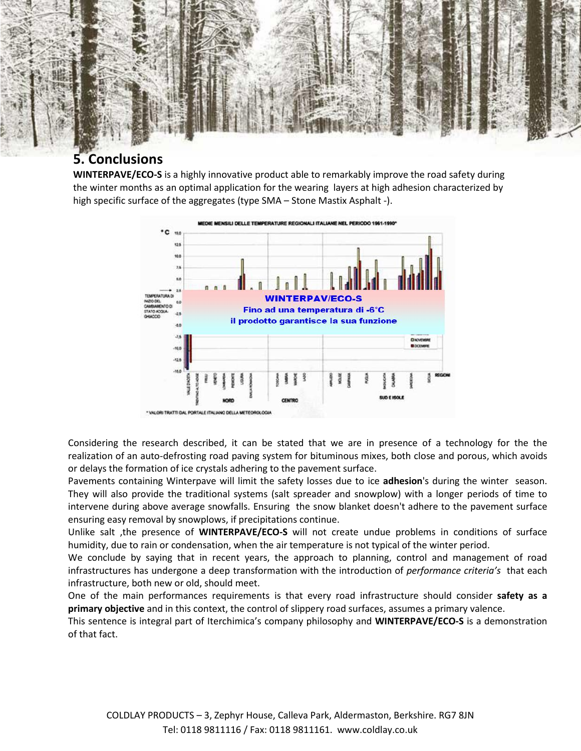## 5. Conclusions

**WINTERPAVE/ECO-S** is a highly innovative product able to remarkably improve the road safety during the winter months as an optimal application for the wearing layers at high adhesion characterized by high specific surface of the aggregates (type SMA – Stone Mastix Asphalt -).

MEDIE MENSILI DELLE TEMPERATURE REGIONALI ITALIANE NEL PERIODO 1961-1990*

°C

15.0
12.5
10.0
7.5
5.0
2.5
0.0
-2.5
-5.0
-7.5
-10.0
-12.5
-15.0

TEMPERATURA DI INIZIO DEL CAMBIAMENTO DI STATO ACQUA-GHIACCIO

WINTERPAV/ECO-S
Fino ad una temperatura di -6°C
il prodotto garantisce la sua funzione

NOVEMBRE
DICEMBRE

VALLE D'AOSTA, TRENTINO ALTO ADIGE, FRIULI, VENETO, LOMBARDIA, PIEMONTE, LIGURIA, EMILIA ROMAGNA
NORD

TOSCANA, UMBRIA, MARCHE, LAZIO
CENTRO

ABRUZZO, MOLISE, CAMPANIA, PUGLIA, BASILICATA, CALABRIA, SARDEGNA, SICILIA
SUD E ISOLE

REGIONI

* VALORI TRATTI DAL PORTALE ITALIANO DELLA METEOROLOGIA

Considering the research described, it can be stated that we are in presence of a technology for the the realization of an auto-defrosting road paving system for bituminous mixes, both close and porous, which avoids or delays the formation of ice crystals adhering to the pavement surface.

Pavements containing Winterpave will limit the safety losses due to ice **adhesion**'s during the winter season. They will also provide the traditional systems (salt spreader and snowplow) with a longer periods of time to intervene during above average snowfalls. Ensuring the snow blanket doesn't adhere to the pavement surface ensuring easy removal by snowplows, if precipitations continue.

Unlike salt ,the presence of **WINTERPAVE/ECO-S** will not create undue problems in conditions of surface humidity, due to rain or condensation, when the air temperature is not typical of the winter period.

We conclude by saying that in recent years, the approach to planning, control and management of road infrastructures has undergone a deep transformation with the introduction of *performance criteria's* that each infrastructure, both new or old, should meet.

One of the main performances requirements is that every road infrastructure should consider **safety as a primary objective** and in this context, the control of slippery road surfaces, assumes a primary valence.

This sentence is integral part of Iterchimica's company philosophy and **WINTERPAVE/ECO-S** is a demonstration of that fact.